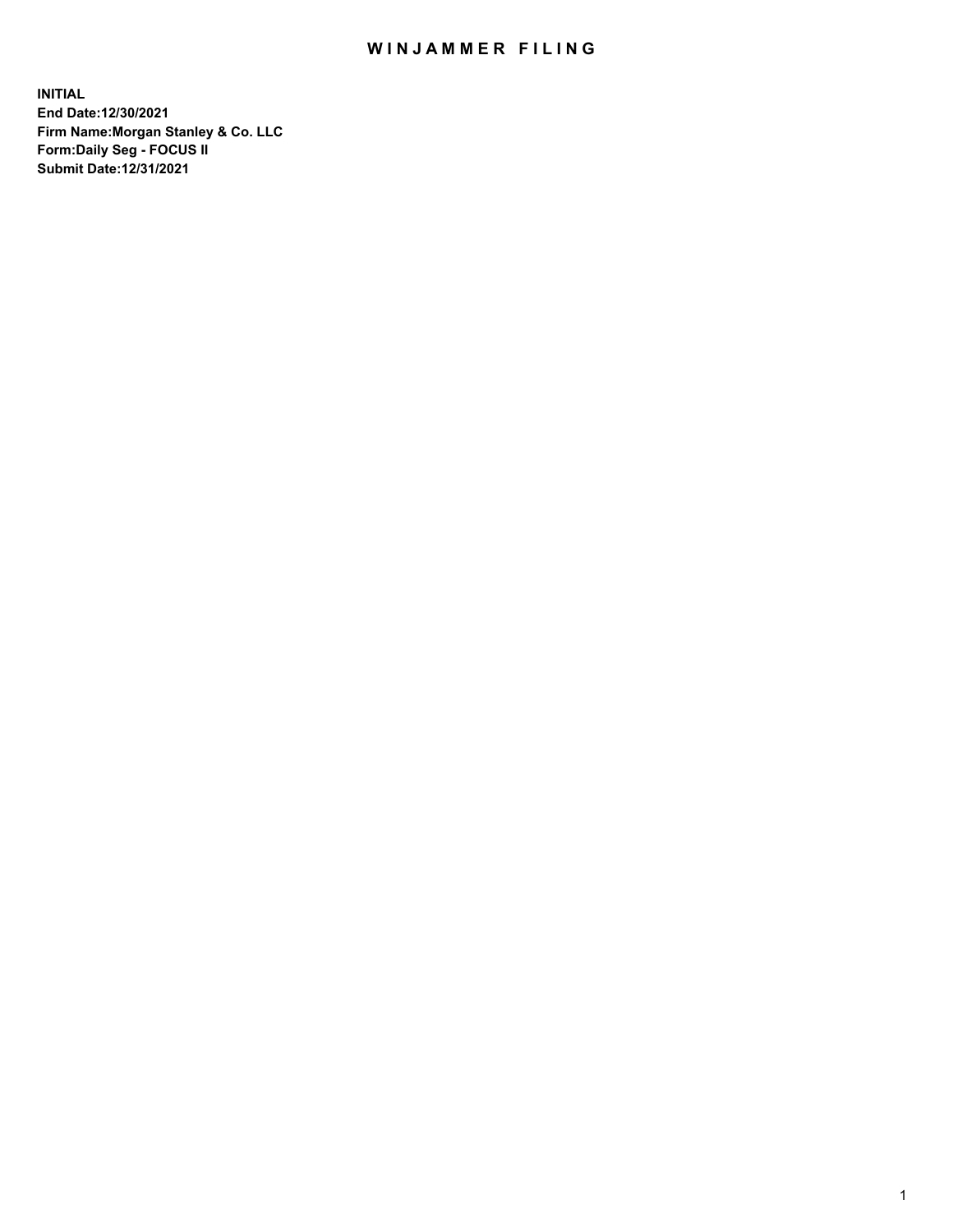# WINJAMMER FILING

**INITIAL**
**End Date:12/30/2021**
**Firm Name:Morgan Stanley & Co. LLC**
**Form:Daily Seg - FOCUS II**
**Submit Date:12/31/2021**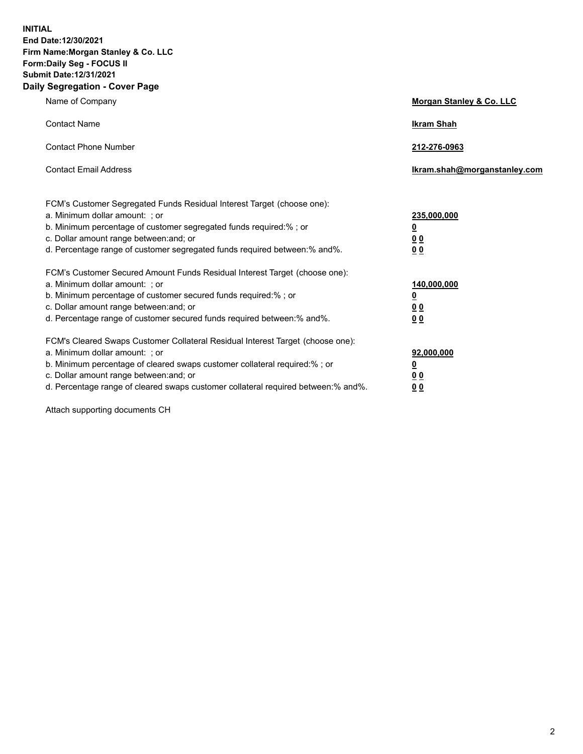**INITIAL**
**End Date:12/30/2021**
**Firm Name:Morgan Stanley & Co. LLC**
**Form:Daily Seg - FOCUS II**
**Submit Date:12/31/2021**
**Daily Segregation - Cover Page**

| | |
|---|---|
| Name of Company | **Morgan Stanley & Co. LLC** |
| Contact Name | **Ikram Shah** |
| Contact Phone Number | **212-276-0963** |
| Contact Email Address | **Ikram.shah@morganstanley.com** |

FCM's Customer Segregated Funds Residual Interest Target (choose one):

| | |
|---|---|
| a. Minimum dollar amount: ; or | **235,000,000** |
| b. Minimum percentage of customer segregated funds required:% ; or | **0** |
| c. Dollar amount range between:and; or | **0 0** |
| d. Percentage range of customer segregated funds required between:% and%. | **0 0** |

FCM's Customer Secured Amount Funds Residual Interest Target (choose one):

| | |
|---|---|
| a. Minimum dollar amount: ; or | **140,000,000** |
| b. Minimum percentage of customer secured funds required:% ; or | **0** |
| c. Dollar amount range between:and; or | **0 0** |
| d. Percentage range of customer secured funds required between:% and%. | **0 0** |

FCM's Cleared Swaps Customer Collateral Residual Interest Target (choose one):

| | |
|---|---|
| a. Minimum dollar amount: ; or | **92,000,000** |
| b. Minimum percentage of cleared swaps customer collateral required:% ; or | **0** |
| c. Dollar amount range between:and; or | **0 0** |
| d. Percentage range of cleared swaps customer collateral required between:% and%. | **0 0** |

Attach supporting documents CH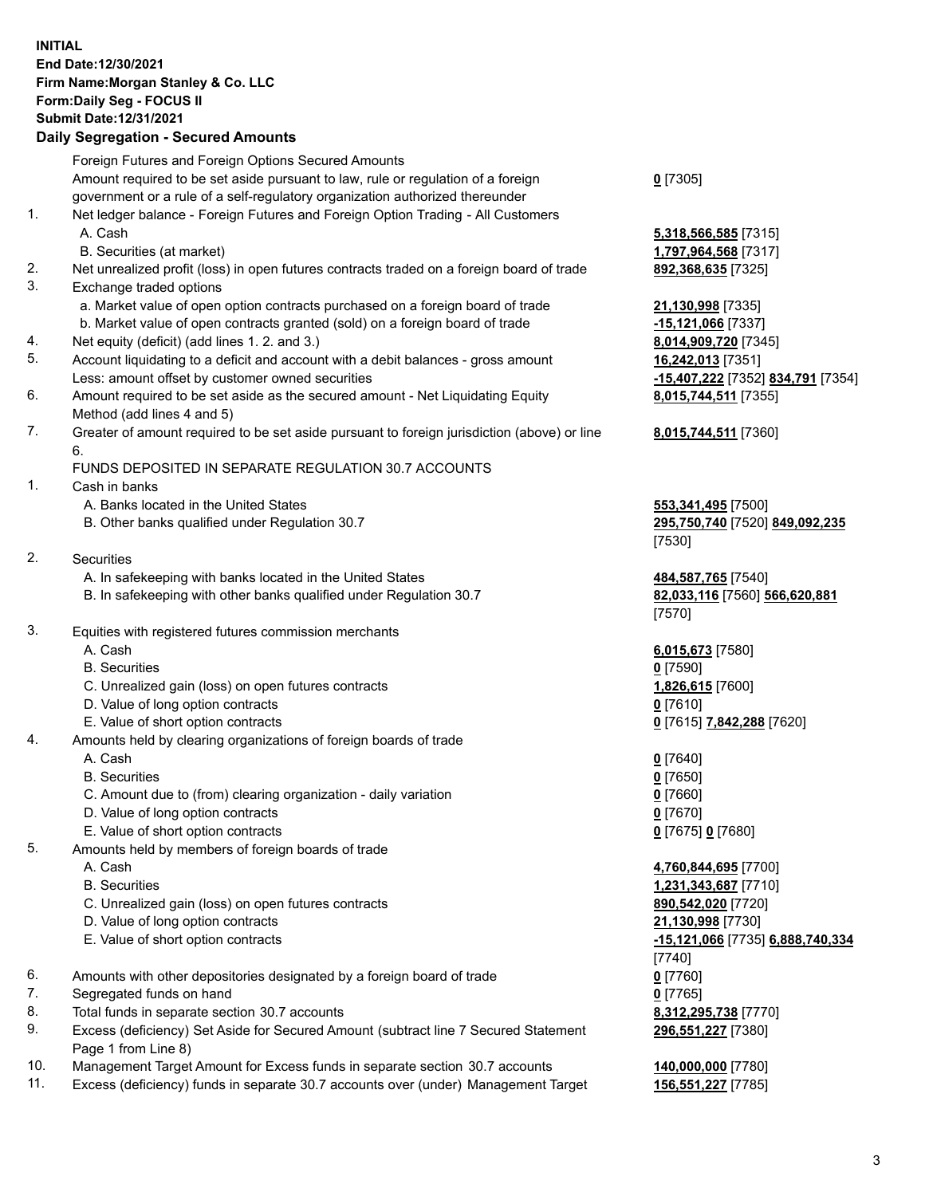**INITIAL**
**End Date:12/30/2021**
**Firm Name:Morgan Stanley & Co. LLC**
**Form:Daily Seg - FOCUS II**
**Submit Date:12/31/2021**

## Daily Segregation - Secured Amounts

| | | |
|---|---|---|
| | Foreign Futures and Foreign Options Secured Amounts | |
| | Amount required to be set aside pursuant to law, rule or regulation of a foreign government or a rule of a self-regulatory organization authorized thereunder | **0** [7305] |
| 1. | Net ledger balance - Foreign Futures and Foreign Option Trading - All Customers | |
| | A. Cash | **5,318,566,585** [7315] |
| | B. Securities (at market) | **1,797,964,568** [7317] |
| 2. | Net unrealized profit (loss) in open futures contracts traded on a foreign board of trade | **892,368,635** [7325] |
| 3. | Exchange traded options | |
| | a. Market value of open option contracts purchased on a foreign board of trade | **21,130,998** [7335] |
| | b. Market value of open contracts granted (sold) on a foreign board of trade | **-15,121,066** [7337] |
| 4. | Net equity (deficit) (add lines 1. 2. and 3.) | **8,014,909,720** [7345] |
| 5. | Account liquidating to a deficit and account with a debit balances - gross amount | **16,242,013** [7351] |
| | Less: amount offset by customer owned securities | **-15,407,222** [7352] **834,791** [7354] |
| 6. | Amount required to be set aside as the secured amount - Net Liquidating Equity Method (add lines 4 and 5) | **8,015,744,511** [7355] |
| 7. | Greater of amount required to be set aside pursuant to foreign jurisdiction (above) or line 6. | **8,015,744,511** [7360] |
| | FUNDS DEPOSITED IN SEPARATE REGULATION 30.7 ACCOUNTS | |
| 1. | Cash in banks | |
| | A. Banks located in the United States | **553,341,495** [7500] |
| | B. Other banks qualified under Regulation 30.7 | **295,750,740** [7520] **849,092,235** [7530] |
| 2. | Securities | |
| | A. In safekeeping with banks located in the United States | **484,587,765** [7540] |
| | B. In safekeeping with other banks qualified under Regulation 30.7 | **82,033,116** [7560] **566,620,881** [7570] |
| 3. | Equities with registered futures commission merchants | |
| | A. Cash | **6,015,673** [7580] |
| | B. Securities | **0** [7590] |
| | C. Unrealized gain (loss) on open futures contracts | **1,826,615** [7600] |
| | D. Value of long option contracts | **0** [7610] |
| | E. Value of short option contracts | **0** [7615] **7,842,288** [7620] |
| 4. | Amounts held by clearing organizations of foreign boards of trade | |
| | A. Cash | **0** [7640] |
| | B. Securities | **0** [7650] |
| | C. Amount due to (from) clearing organization - daily variation | **0** [7660] |
| | D. Value of long option contracts | **0** [7670] |
| | E. Value of short option contracts | **0** [7675] **0** [7680] |
| 5. | Amounts held by members of foreign boards of trade | |
| | A. Cash | **4,760,844,695** [7700] |
| | B. Securities | **1,231,343,687** [7710] |
| | C. Unrealized gain (loss) on open futures contracts | **890,542,020** [7720] |
| | D. Value of long option contracts | **21,130,998** [7730] |
| | E. Value of short option contracts | **-15,121,066** [7735] **6,888,740,334** [7740] |
| 6. | Amounts with other depositories designated by a foreign board of trade | **0** [7760] |
| 7. | Segregated funds on hand | **0** [7765] |
| 8. | Total funds in separate section 30.7 accounts | **8,312,295,738** [7770] |
| 9. | Excess (deficiency) Set Aside for Secured Amount (subtract line 7 Secured Statement Page 1 from Line 8) | **296,551,227** [7380] |
| 10. | Management Target Amount for Excess funds in separate section 30.7 accounts | **140,000,000** [7780] |
| 11. | Excess (deficiency) funds in separate 30.7 accounts over (under) Management Target | **156,551,227** [7785] |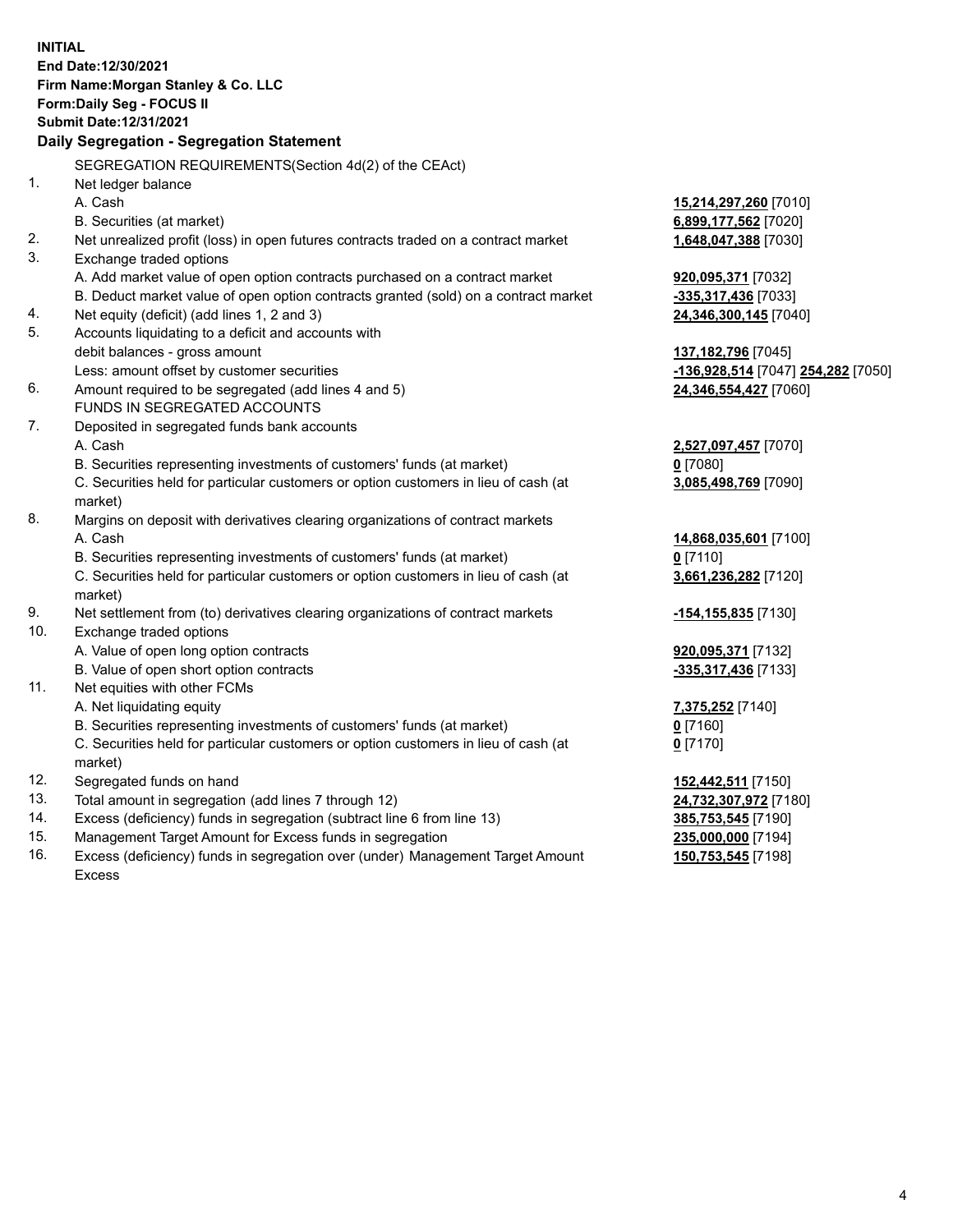**INITIAL**
**End Date:12/30/2021**
**Firm Name:Morgan Stanley & Co. LLC**
**Form:Daily Seg - FOCUS II**
**Submit Date:12/31/2021**

**Daily Segregation - Segregation Statement**

SEGREGATION REQUIREMENTS(Section 4d(2) of the CEAct)

| | | |
|---|---|---|
| 1. | Net ledger balance | |
| | A. Cash | **15,214,297,260** [7010] |
| | B. Securities (at market) | **6,899,177,562** [7020] |
| 2. | Net unrealized profit (loss) in open futures contracts traded on a contract market | **1,648,047,388** [7030] |
| 3. | Exchange traded options | |
| | A. Add market value of open option contracts purchased on a contract market | **920,095,371** [7032] |
| | B. Deduct market value of open option contracts granted (sold) on a contract market | **-335,317,436** [7033] |
| 4. | Net equity (deficit) (add lines 1, 2 and 3) | **24,346,300,145** [7040] |
| 5. | Accounts liquidating to a deficit and accounts with | |
| | debit balances - gross amount | **137,182,796** [7045] |
| | Less: amount offset by customer securities | **-136,928,514** [7047] **254,282** [7050] |
| 6. | Amount required to be segregated (add lines 4 and 5) | **24,346,554,427** [7060] |
| | FUNDS IN SEGREGATED ACCOUNTS | |
| 7. | Deposited in segregated funds bank accounts | |
| | A. Cash | **2,527,097,457** [7070] |
| | B. Securities representing investments of customers' funds (at market) | **0** [7080] |
| | C. Securities held for particular customers or option customers in lieu of cash (at market) | **3,085,498,769** [7090] |
| 8. | Margins on deposit with derivatives clearing organizations of contract markets | |
| | A. Cash | **14,868,035,601** [7100] |
| | B. Securities representing investments of customers' funds (at market) | **0** [7110] |
| | C. Securities held for particular customers or option customers in lieu of cash (at market) | **3,661,236,282** [7120] |
| 9. | Net settlement from (to) derivatives clearing organizations of contract markets | **-154,155,835** [7130] |
| 10. | Exchange traded options | |
| | A. Value of open long option contracts | **920,095,371** [7132] |
| | B. Value of open short option contracts | **-335,317,436** [7133] |
| 11. | Net equities with other FCMs | |
| | A. Net liquidating equity | **7,375,252** [7140] |
| | B. Securities representing investments of customers' funds (at market) | **0** [7160] |
| | C. Securities held for particular customers or option customers in lieu of cash (at market) | **0** [7170] |
| 12. | Segregated funds on hand | **152,442,511** [7150] |
| 13. | Total amount in segregation (add lines 7 through 12) | **24,732,307,972** [7180] |
| 14. | Excess (deficiency) funds in segregation (subtract line 6 from line 13) | **385,753,545** [7190] |
| 15. | Management Target Amount for Excess funds in segregation | **235,000,000** [7194] |
| 16. | Excess (deficiency) funds in segregation over (under) Management Target Amount Excess | **150,753,545** [7198] |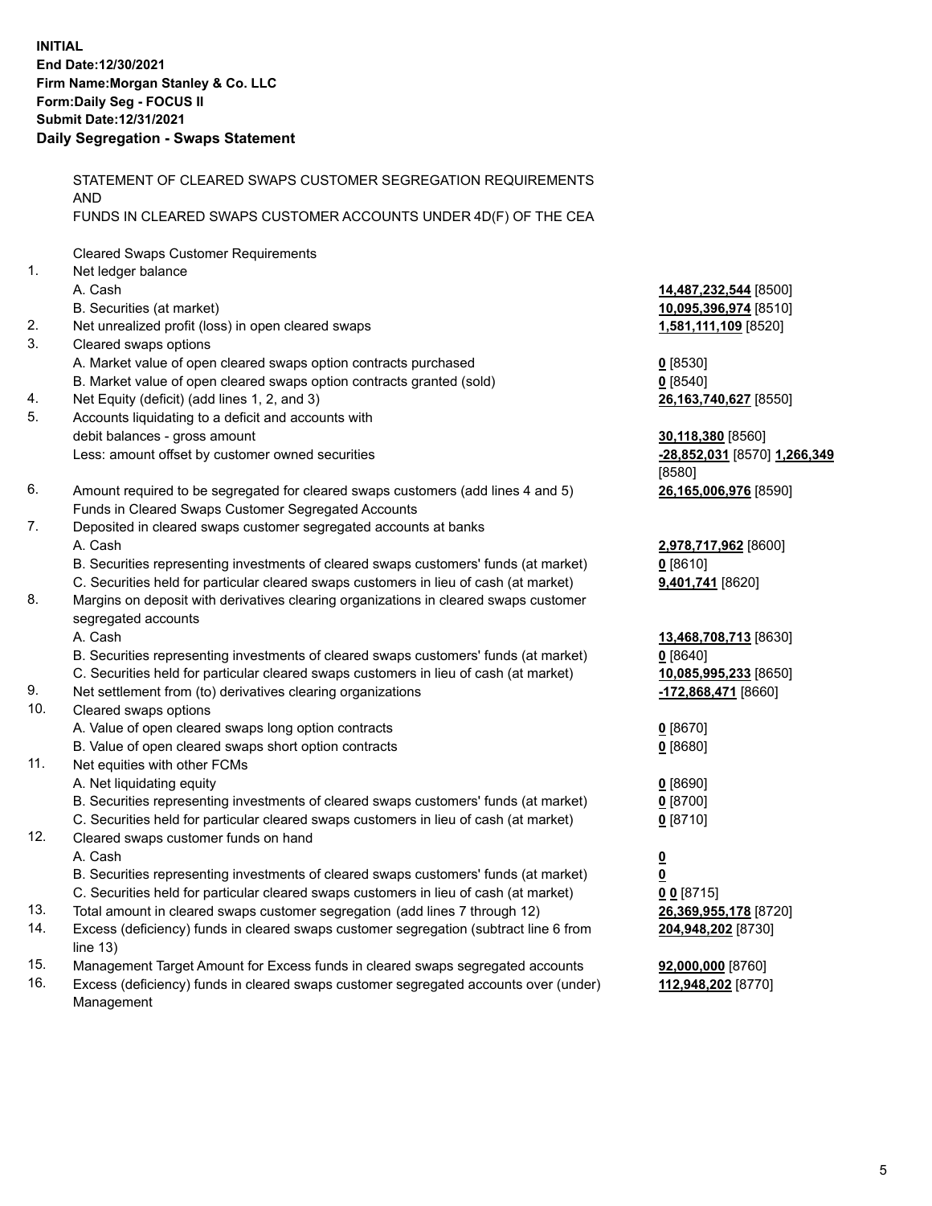**INITIAL**
**End Date:12/30/2021**
**Firm Name:Morgan Stanley & Co. LLC**
**Form:Daily Seg - FOCUS II**
**Submit Date:12/31/2021**
**Daily Segregation - Swaps Statement**

STATEMENT OF CLEARED SWAPS CUSTOMER SEGREGATION REQUIREMENTS AND
FUNDS IN CLEARED SWAPS CUSTOMER ACCOUNTS UNDER 4D(F) OF THE CEA

Cleared Swaps Customer Requirements

| | | |
|---|---|---|
| 1. | Net ledger balance | |
| | A. Cash | **14,487,232,544** [8500] |
| | B. Securities (at market) | **10,095,396,974** [8510] |
| 2. | Net unrealized profit (loss) in open cleared swaps | **1,581,111,109** [8520] |
| 3. | Cleared swaps options | |
| | A. Market value of open cleared swaps option contracts purchased | **0** [8530] |
| | B. Market value of open cleared swaps option contracts granted (sold) | **0** [8540] |
| 4. | Net Equity (deficit) (add lines 1, 2, and 3) | **26,163,740,627** [8550] |
| 5. | Accounts liquidating to a deficit and accounts with debit balances - gross amount | **30,118,380** [8560] |
| | Less: amount offset by customer owned securities | **-28,852,031** [8570] **1,266,349** [8580] |
| 6. | Amount required to be segregated for cleared swaps customers (add lines 4 and 5) | **26,165,006,976** [8590] |
| | Funds in Cleared Swaps Customer Segregated Accounts | |
| 7. | Deposited in cleared swaps customer segregated accounts at banks | |
| | A. Cash | **2,978,717,962** [8600] |
| | B. Securities representing investments of cleared swaps customers' funds (at market) | **0** [8610] |
| | C. Securities held for particular cleared swaps customers in lieu of cash (at market) | **9,401,741** [8620] |
| 8. | Margins on deposit with derivatives clearing organizations in cleared swaps customer segregated accounts | |
| | A. Cash | **13,468,708,713** [8630] |
| | B. Securities representing investments of cleared swaps customers' funds (at market) | **0** [8640] |
| | C. Securities held for particular cleared swaps customers in lieu of cash (at market) | **10,085,995,233** [8650] |
| 9. | Net settlement from (to) derivatives clearing organizations | **-172,868,471** [8660] |
| 10. | Cleared swaps options | |
| | A. Value of open cleared swaps long option contracts | **0** [8670] |
| | B. Value of open cleared swaps short option contracts | **0** [8680] |
| 11. | Net equities with other FCMs | |
| | A. Net liquidating equity | **0** [8690] |
| | B. Securities representing investments of cleared swaps customers' funds (at market) | **0** [8700] |
| | C. Securities held for particular cleared swaps customers in lieu of cash (at market) | **0** [8710] |
| 12. | Cleared swaps customer funds on hand | |
| | A. Cash | **0** |
| | B. Securities representing investments of cleared swaps customers' funds (at market) | **0** |
| | C. Securities held for particular cleared swaps customers in lieu of cash (at market) | **0** **0** [8715] |
| 13. | Total amount in cleared swaps customer segregation (add lines 7 through 12) | **26,369,955,178** [8720] |
| 14. | Excess (deficiency) funds in cleared swaps customer segregation (subtract line 6 from line 13) | **204,948,202** [8730] |
| 15. | Management Target Amount for Excess funds in cleared swaps segregated accounts | **92,000,000** [8760] |
| 16. | Excess (deficiency) funds in cleared swaps customer segregated accounts over (under) Management | **112,948,202** [8770] |